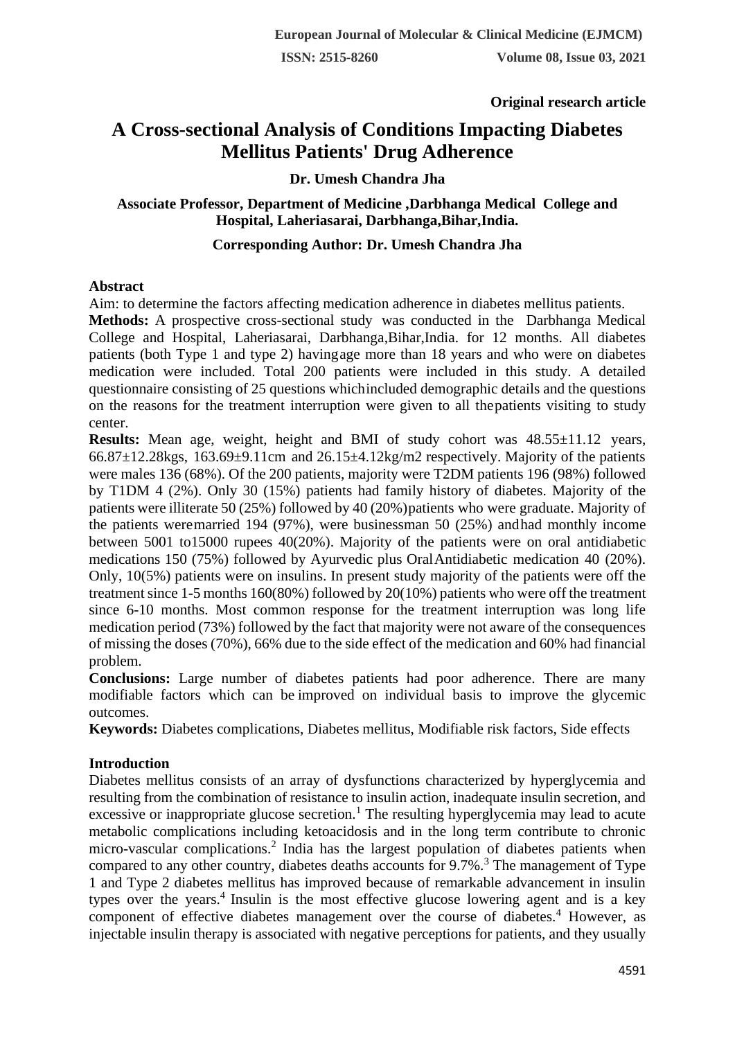Original research article

# A Cross-sectional Analysis of Conditions Impacting Diabetes Mellitus Patients' Drug Adherence

**Dr. Umesh Chandra Jha**

**Associate Professor, Department of Medicine ,Darbhanga Medical College and Hospital, Laheriasarai, Darbhanga,Bihar,India.**

**Corresponding Author: Dr. Umesh Chandra Jha**

## Abstract

Aim: to determine the factors affecting medication adherence in diabetes mellitus patients.

**Methods:** A prospective cross-sectional study was conducted in the Darbhanga Medical College and Hospital, Laheriasarai, Darbhanga,Bihar,India. for 12 months. All diabetes patients (both Type 1 and type 2) havingage more than 18 years and who were on diabetes medication were included. Total 200 patients were included in this study. A detailed questionnaire consisting of 25 questions whichincluded demographic details and the questions on the reasons for the treatment interruption were given to all thepatients visiting to study center.

**Results:** Mean age, weight, height and BMI of study cohort was 48.55±11.12 years, 66.87±12.28kgs, 163.69±9.11cm and 26.15±4.12kg/m2 respectively. Majority of the patients were males 136 (68%). Of the 200 patients, majority were T2DM patients 196 (98%) followed by T1DM 4 (2%). Only 30 (15%) patients had family history of diabetes. Majority of the patients were illiterate 50 (25%) followed by 40 (20%)patients who were graduate. Majority of the patients weremarried 194 (97%), were businessman 50 (25%) andhad monthly income between 5001 to15000 rupees 40(20%). Majority of the patients were on oral antidiabetic medications 150 (75%) followed by Ayurvedic plus OralAntidiabetic medication 40 (20%). Only, 10(5%) patients were on insulins. In present study majority of the patients were off the treatment since 1-5 months 160(80%) followed by 20(10%) patients who were off the treatment since 6-10 months. Most common response for the treatment interruption was long life medication period (73%) followed by the fact that majority were not aware of the consequences of missing the doses (70%), 66% due to the side effect of the medication and 60% had financial problem.

**Conclusions:** Large number of diabetes patients had poor adherence. There are many modifiable factors which can be improved on individual basis to improve the glycemic outcomes.

**Keywords:** Diabetes complications, Diabetes mellitus, Modifiable risk factors, Side effects

## Introduction

Diabetes mellitus consists of an array of dysfunctions characterized by hyperglycemia and resulting from the combination of resistance to insulin action, inadequate insulin secretion, and excessive or inappropriate glucose secretion.[1] The resulting hyperglycemia may lead to acute metabolic complications including ketoacidosis and in the long term contribute to chronic micro-vascular complications.[2] India has the largest population of diabetes patients when compared to any other country, diabetes deaths accounts for 9.7%.[3] The management of Type 1 and Type 2 diabetes mellitus has improved because of remarkable advancement in insulin types over the years.[4] Insulin is the most effective glucose lowering agent and is a key component of effective diabetes management over the course of diabetes.[4] However, as injectable insulin therapy is associated with negative perceptions for patients, and they usually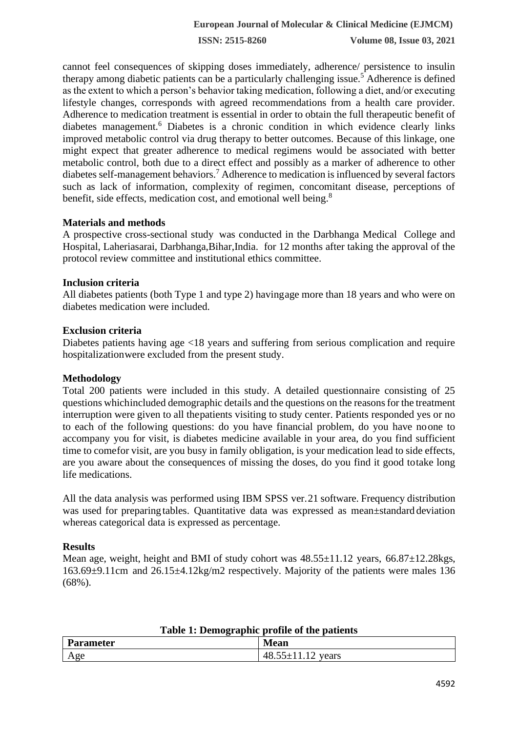cannot feel consequences of skipping doses immediately, adherence/ persistence to insulin therapy among diabetic patients can be a particularly challenging issue.[5] Adherence is defined as the extent to which a person's behavior taking medication, following a diet, and/or executing lifestyle changes, corresponds with agreed recommendations from a health care provider. Adherence to medication treatment is essential in order to obtain the full therapeutic benefit of diabetes management.[6] Diabetes is a chronic condition in which evidence clearly links improved metabolic control via drug therapy to better outcomes. Because of this linkage, one might expect that greater adherence to medical regimens would be associated with better metabolic control, both due to a direct effect and possibly as a marker of adherence to other diabetes self-management behaviors.[7] Adherence to medication is influenced by several factors such as lack of information, complexity of regimen, concomitant disease, perceptions of benefit, side effects, medication cost, and emotional well being.[8]

## Materials and methods

A prospective cross-sectional study was conducted in the Darbhanga Medical College and Hospital, Laheriasarai, Darbhanga,Bihar,India. for 12 months after taking the approval of the protocol review committee and institutional ethics committee.

### Inclusion criteria

All diabetes patients (both Type 1 and type 2) havingage more than 18 years and who were on diabetes medication were included.

### Exclusion criteria

Diabetes patients having age <18 years and suffering from serious complication and require hospitalizationwere excluded from the present study.

### Methodology

Total 200 patients were included in this study. A detailed questionnaire consisting of 25 questions whichincluded demographic details and the questions on the reasons for the treatment interruption were given to all thepatients visiting to study center. Patients responded yes or no to each of the following questions: do you have financial problem, do you have noone to accompany you for visit, is diabetes medicine available in your area, do you find sufficient time to comefor visit, are you busy in family obligation, is your medication lead to side effects, are you aware about the consequences of missing the doses, do you find it good totake long life medications.

All the data analysis was performed using IBM SPSS ver.21 software. Frequency distribution was used for preparingtables. Quantitative data was expressed as mean±standard deviation whereas categorical data is expressed as percentage.

## Results

Mean age, weight, height and BMI of study cohort was 48.55±11.12 years, 66.87±12.28kgs, 163.69±9.11cm and 26.15±4.12kg/m2 respectively. Majority of the patients were males 136 (68%).

**Table 1: Demographic profile of the patients**

| Parameter | Mean |
|---|---|
| Age | 48.55±11.12 years |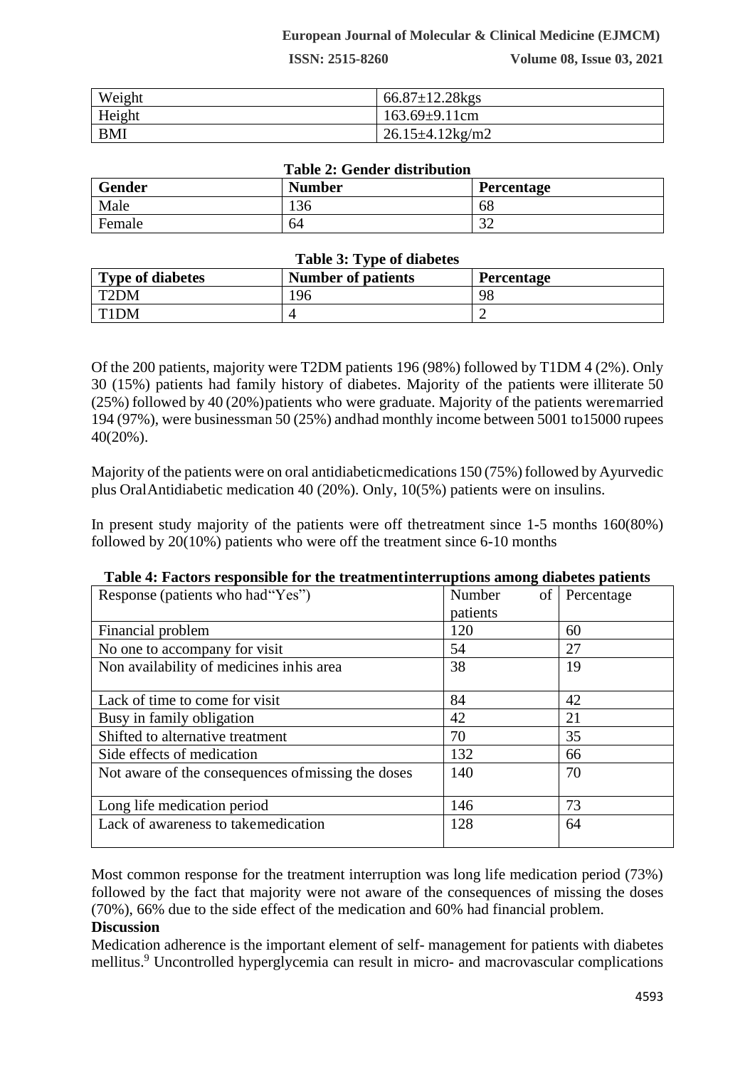| Weight | 66.87±12.28kgs |
|---|---|
| Height | 163.69±9.11cm |
| BMI | 26.15±4.12kg/m2 |

**Table 2: Gender distribution**

| Gender | Number | Percentage |
|---|---|---|
| Male | 136 | 68 |
| Female | 64 | 32 |

**Table 3: Type of diabetes**

| Type of diabetes | Number of patients | Percentage |
|---|---|---|
| T2DM | 196 | 98 |
| T1DM | 4 | 2 |

Of the 200 patients, majority were T2DM patients 196 (98%) followed by T1DM 4 (2%). Only 30 (15%) patients had family history of diabetes. Majority of the patients were illiterate 50 (25%) followed by 40 (20%)patients who were graduate. Majority of the patients weremarried 194 (97%), were businessman 50 (25%) andhad monthly income between 5001 to15000 rupees 40(20%).

Majority of the patients were on oral antidiabeticmedications 150 (75%) followed by Ayurvedic plus OralAntidiabetic medication 40 (20%). Only, 10(5%) patients were on insulins.

In present study majority of the patients were off thetreatment since 1-5 months 160(80%) followed by 20(10%) patients who were off the treatment since 6-10 months

**Table 4: Factors responsible for the treatmentinterruptions among diabetes patients**

| Response (patients who had"Yes") | Number of patients | Percentage |
|---|---|---|
| Financial problem | 120 | 60 |
| No one to accompany for visit | 54 | 27 |
| Non availability of medicines inhis area | 38 | 19 |
| Lack of time to come for visit | 84 | 42 |
| Busy in family obligation | 42 | 21 |
| Shifted to alternative treatment | 70 | 35 |
| Side effects of medication | 132 | 66 |
| Not aware of the consequences ofmissing the doses | 140 | 70 |
| Long life medication period | 146 | 73 |
| Lack of awareness to takemedication | 128 | 64 |

Most common response for the treatment interruption was long life medication period (73%) followed by the fact that majority were not aware of the consequences of missing the doses (70%), 66% due to the side effect of the medication and 60% had financial problem.

**Discussion**

Medication adherence is the important element of self- management for patients with diabetes mellitus.[9] Uncontrolled hyperglycemia can result in micro- and macrovascular complications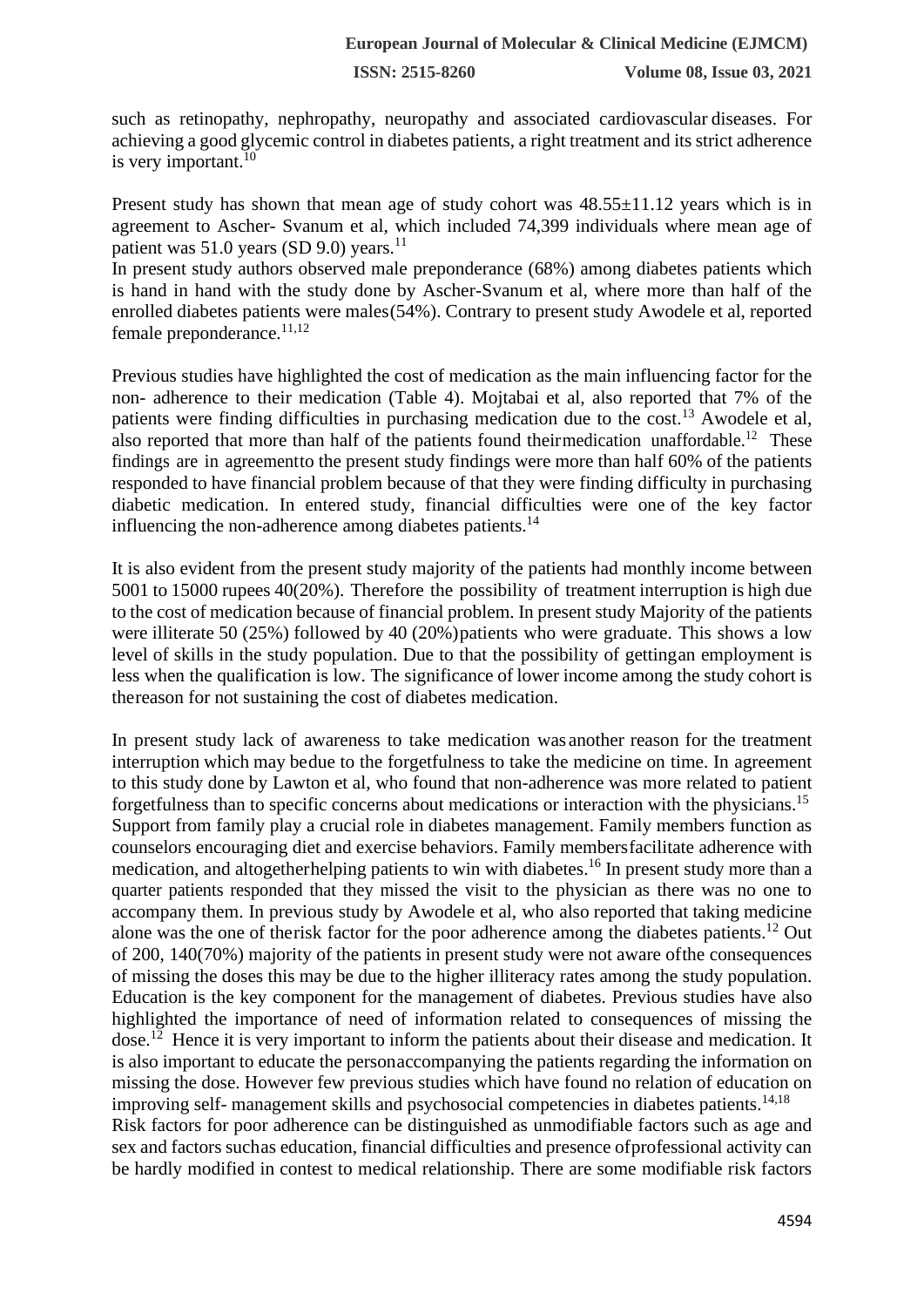such as retinopathy, nephropathy, neuropathy and associated cardiovascular diseases. For achieving a good glycemic control in diabetes patients, a right treatment and its strict adherence is very important.[10]

Present study has shown that mean age of study cohort was 48.55±11.12 years which is in agreement to Ascher- Svanum et al, which included 74,399 individuals where mean age of patient was 51.0 years (SD 9.0) years.[11]

In present study authors observed male preponderance (68%) among diabetes patients which is hand in hand with the study done by Ascher-Svanum et al, where more than half of the enrolled diabetes patients were males(54%). Contrary to present study Awodele et al, reported female preponderance.[11,12]

Previous studies have highlighted the cost of medication as the main influencing factor for the non- adherence to their medication (Table 4). Mojtabai et al, also reported that 7% of the patients were finding difficulties in purchasing medication due to the cost.[13] Awodele et al, also reported that more than half of the patients found theirmedication unaffordable.[12] These findings are in agreementto the present study findings were more than half 60% of the patients responded to have financial problem because of that they were finding difficulty in purchasing diabetic medication. In entered study, financial difficulties were one of the key factor influencing the non-adherence among diabetes patients.[14]

It is also evident from the present study majority of the patients had monthly income between 5001 to 15000 rupees 40(20%). Therefore the possibility of treatment interruption is high due to the cost of medication because of financial problem. In present study Majority of the patients were illiterate 50 (25%) followed by 40 (20%)patients who were graduate. This shows a low level of skills in the study population. Due to that the possibility of gettingan employment is less when the qualification is low. The significance of lower income among the study cohort is thereason for not sustaining the cost of diabetes medication.

In present study lack of awareness to take medication wasanother reason for the treatment interruption which may bedue to the forgetfulness to take the medicine on time. In agreement to this study done by Lawton et al, who found that non-adherence was more related to patient forgetfulness than to specific concerns about medications or interaction with the physicians.[15] Support from family play a crucial role in diabetes management. Family members function as counselors encouraging diet and exercise behaviors. Family membersfacilitate adherence with medication, and altogetherhelping patients to win with diabetes.[16] In present study more than a quarter patients responded that they missed the visit to the physician as there was no one to accompany them. In previous study by Awodele et al, who also reported that taking medicine alone was the one of therisk factor for the poor adherence among the diabetes patients.[12] Out of 200, 140(70%) majority of the patients in present study were not aware ofthe consequences of missing the doses this may be due to the higher illiteracy rates among the study population. Education is the key component for the management of diabetes. Previous studies have also highlighted the importance of need of information related to consequences of missing the dose.[12] Hence it is very important to inform the patients about their disease and medication. It is also important to educate the personaccompanying the patients regarding the information on missing the dose. However few previous studies which have found no relation of education on improving self- management skills and psychosocial competencies in diabetes patients.[14,18]

Risk factors for poor adherence can be distinguished as unmodifiable factors such as age and sex and factors suchas education, financial difficulties and presence ofprofessional activity can be hardly modified in contest to medical relationship. There are some modifiable risk factors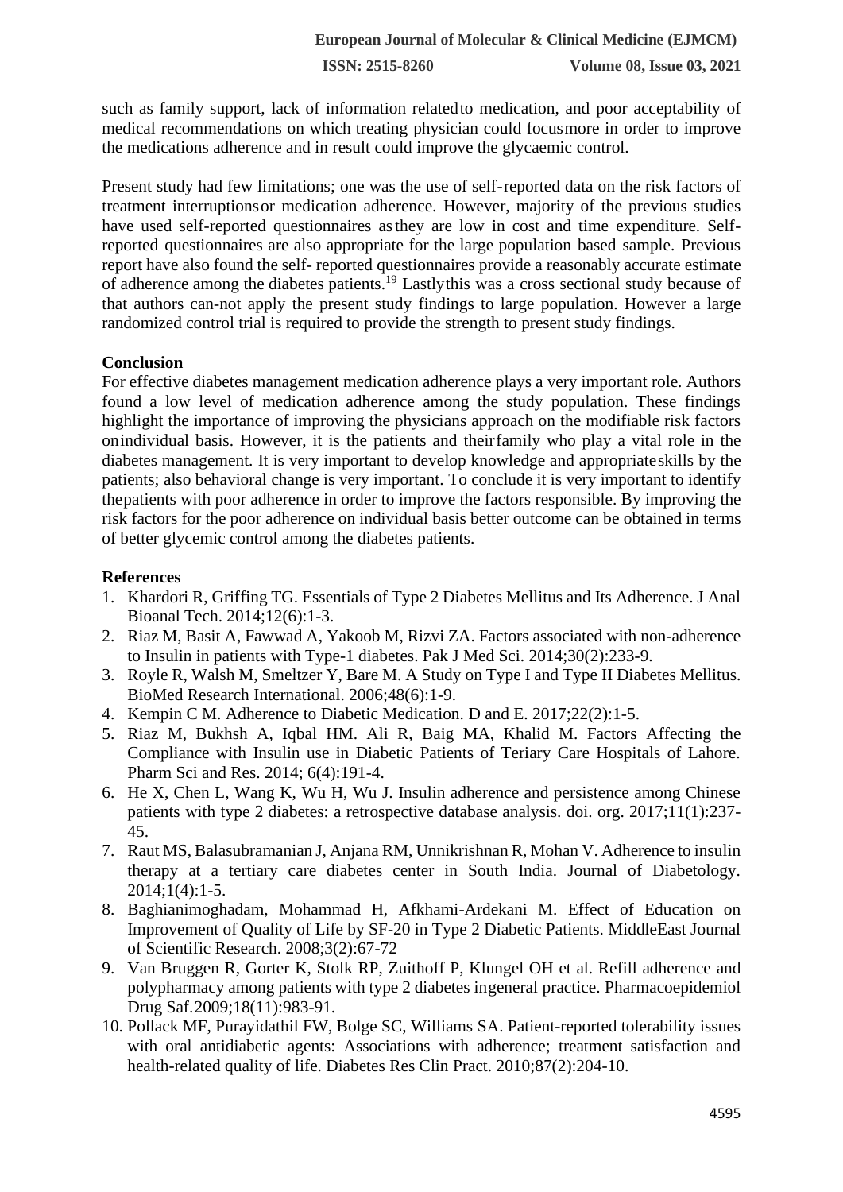such as family support, lack of information related to medication, and poor acceptability of medical recommendations on which treating physician could focus more in order to improve the medications adherence and in result could improve the glycaemic control.

Present study had few limitations; one was the use of self-reported data on the risk factors of treatment interruptions or medication adherence. However, majority of the previous studies have used self-reported questionnaires as they are low in cost and time expenditure. Self-reported questionnaires are also appropriate for the large population based sample. Previous report have also found the self- reported questionnaires provide a reasonably accurate estimate of adherence among the diabetes patients.[19] Lastly this was a cross sectional study because of that authors can-not apply the present study findings to large population. However a large randomized control trial is required to provide the strength to present study findings.

## Conclusion

For effective diabetes management medication adherence plays a very important role. Authors found a low level of medication adherence among the study population. These findings highlight the importance of improving the physicians approach on the modifiable risk factors on individual basis. However, it is the patients and their family who play a vital role in the diabetes management. It is very important to develop knowledge and appropriate skills by the patients; also behavioral change is very important. To conclude it is very important to identify the patients with poor adherence in order to improve the factors responsible. By improving the risk factors for the poor adherence on individual basis better outcome can be obtained in terms of better glycemic control among the diabetes patients.

## References

1. Khardori R, Griffing TG. Essentials of Type 2 Diabetes Mellitus and Its Adherence. J Anal Bioanal Tech. 2014;12(6):1-3.
2. Riaz M, Basit A, Fawwad A, Yakoob M, Rizvi ZA. Factors associated with non-adherence to Insulin in patients with Type-1 diabetes. Pak J Med Sci. 2014;30(2):233-9.
3. Royle R, Walsh M, Smeltzer Y, Bare M. A Study on Type I and Type II Diabetes Mellitus. BioMed Research International. 2006;48(6):1-9.
4. Kempin C M. Adherence to Diabetic Medication. D and E. 2017;22(2):1-5.
5. Riaz M, Bukhsh A, Iqbal HM. Ali R, Baig MA, Khalid M. Factors Affecting the Compliance with Insulin use in Diabetic Patients of Teriary Care Hospitals of Lahore. Pharm Sci and Res. 2014; 6(4):191-4.
6. He X, Chen L, Wang K, Wu H, Wu J. Insulin adherence and persistence among Chinese patients with type 2 diabetes: a retrospective database analysis. doi. org. 2017;11(1):237-45.
7. Raut MS, Balasubramanian J, Anjana RM, Unnikrishnan R, Mohan V. Adherence to insulin therapy at a tertiary care diabetes center in South India. Journal of Diabetology. 2014;1(4):1-5.
8. Baghianimoghadam, Mohammad H, Afkhami-Ardekani M. Effect of Education on Improvement of Quality of Life by SF-20 in Type 2 Diabetic Patients. MiddleEast Journal of Scientific Research. 2008;3(2):67-72
9. Van Bruggen R, Gorter K, Stolk RP, Zuithoff P, Klungel OH et al. Refill adherence and polypharmacy among patients with type 2 diabetes in general practice. Pharmacoepidemiol Drug Saf. 2009;18(11):983-91.
10. Pollack MF, Purayidathil FW, Bolge SC, Williams SA. Patient-reported tolerability issues with oral antidiabetic agents: Associations with adherence; treatment satisfaction and health-related quality of life. Diabetes Res Clin Pract. 2010;87(2):204-10.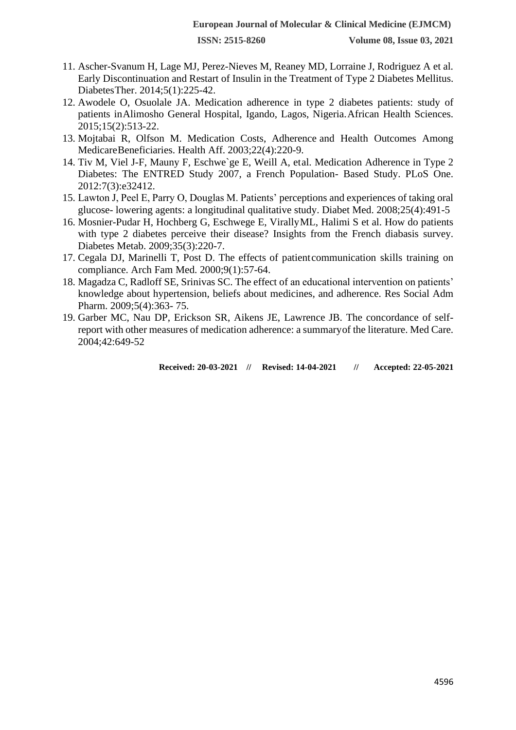11. Ascher-Svanum H, Lage MJ, Perez-Nieves M, Reaney MD, Lorraine J, Rodriguez A et al. Early Discontinuation and Restart of Insulin in the Treatment of Type 2 Diabetes Mellitus. DiabetesTher. 2014;5(1):225-42.
12. Awodele O, Osuolale JA. Medication adherence in type 2 diabetes patients: study of patients inAlimosho General Hospital, Igando, Lagos, Nigeria. African Health Sciences. 2015;15(2):513-22.
13. Mojtabai R, Olfson M. Medication Costs, Adherence and Health Outcomes Among MedicareBeneficiaries. Health Aff. 2003;22(4):220-9.
14. Tiv M, Viel J-F, Mauny F, Eschwe`ge E, Weill A, etal. Medication Adherence in Type 2 Diabetes: The ENTRED Study 2007, a French Population- Based Study. PLoS One. 2012:7(3):e32412.
15. Lawton J, Peel E, Parry O, Douglas M. Patients' perceptions and experiences of taking oral glucose- lowering agents: a longitudinal qualitative study. Diabet Med. 2008;25(4):491-5
16. Mosnier-Pudar H, Hochberg G, Eschwege E, VirallyML, Halimi S et al. How do patients with type 2 diabetes perceive their disease? Insights from the French diabasis survey. Diabetes Metab. 2009;35(3):220-7.
17. Cegala DJ, Marinelli T, Post D. The effects of patientcommunication skills training on compliance. Arch Fam Med. 2000;9(1):57-64.
18. Magadza C, Radloff SE, Srinivas SC. The effect of an educational intervention on patients' knowledge about hypertension, beliefs about medicines, and adherence. Res Social Adm Pharm. 2009;5(4):363- 75.
19. Garber MC, Nau DP, Erickson SR, Aikens JE, Lawrence JB. The concordance of self-report with other measures of medication adherence: a summaryof the literature. Med Care. 2004;42:649-52

**Received: 20-03-2021 // Revised: 14-04-2021 // Accepted: 22-05-2021**